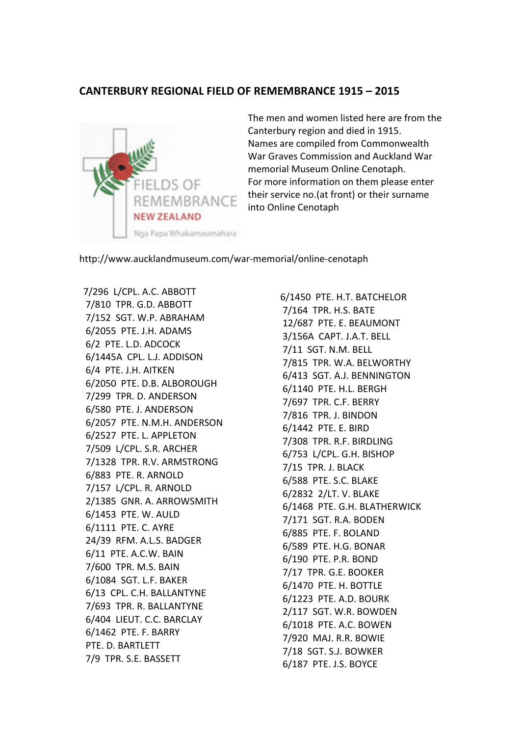# CANTERBURY REGIONAL FIELD OF REMEMBRANCE 1915 – 2015

FIELDS OF REMEMBRANCE NEW ZEALAND

Nga Papa Whakamaumahara

The men and women listed here are from the Canterbury region and died in 1915. Names are compiled from Commonwealth War Graves Commission and Auckland War memorial Museum Online Cenotaph. For more information on them please enter their service no.(at front) or their surname into Online Cenotaph

http://www.aucklandmuseum.com/war-memorial/online-cenotaph

7/296 L/CPL. A.C. ABBOTT
7/810 TPR. G.D. ABBOTT
7/152 SGT. W.P. ABRAHAM
6/2055 PTE. J.H. ADAMS
6/2 PTE. L.D. ADCOCK
6/1445A CPL. L.J. ADDISON
6/4 PTE. J.H. AITKEN
6/2050 PTE. D.B. ALBOROUGH
7/299 TPR. D. ANDERSON
6/580 PTE. J. ANDERSON
6/2057 PTE. N.M.H. ANDERSON
6/2527 PTE. L. APPLETON
7/509 L/CPL. S.R. ARCHER
7/1328 TPR. R.V. ARMSTRONG
6/883 PTE. R. ARNOLD
7/157 L/CPL. R. ARNOLD
2/1385 GNR. A. ARROWSMITH
6/1453 PTE. W. AULD
6/1111 PTE. C. AYRE
24/39 RFM. A.L.S. BADGER
6/11 PTE. A.C.W. BAIN
7/600 TPR. M.S. BAIN
6/1084 SGT. L.F. BAKER
6/13 CPL. C.H. BALLANTYNE
7/693 TPR. R. BALLANTYNE
6/404 LIEUT. C.C. BARCLAY
6/1462 PTE. F. BARRY
PTE. D. BARTLETT
7/9 TPR. S.E. BASSETT
6/1450 PTE. H.T. BATCHELOR
7/164 TPR. H.S. BATE
12/687 PTE. E. BEAUMONT
3/156A CAPT. J.A.T. BELL
7/11 SGT. N.M. BELL
7/815 TPR. W.A. BELWORTHY
6/413 SGT. A.J. BENNINGTON
6/1140 PTE. H.L. BERGH
7/697 TPR. C.F. BERRY
7/816 TPR. J. BINDON
6/1442 PTE. E. BIRD
7/308 TPR. R.F. BIRDLING
6/753 L/CPL. G.H. BISHOP
7/15 TPR. J. BLACK
6/588 PTE. S.C. BLAKE
6/2832 2/LT. V. BLAKE
6/1468 PTE. G.H. BLATHERWICK
7/171 SGT. R.A. BODEN
6/885 PTE. F. BOLAND
6/589 PTE. H.G. BONAR
6/190 PTE. P.R. BOND
7/17 TPR. G.E. BOOKER
6/1470 PTE. H. BOTTLE
6/1223 PTE. A.D. BOURK
2/117 SGT. W.R. BOWDEN
6/1018 PTE. A.C. BOWEN
7/920 MAJ. R.R. BOWIE
7/18 SGT. S.J. BOWKER
6/187 PTE. J.S. BOYCE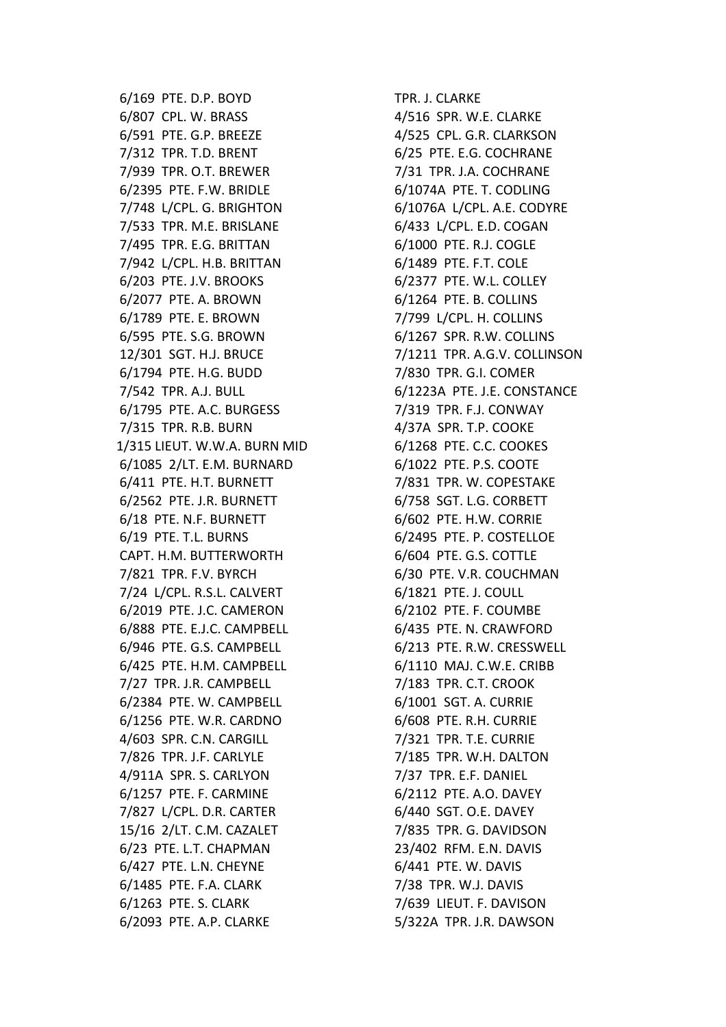6/169 PTE. D.P. BOYD
6/807 CPL. W. BRASS
6/591 PTE. G.P. BREEZE
7/312 TPR. T.D. BRENT
7/939 TPR. O.T. BREWER
6/2395 PTE. F.W. BRIDLE
7/748 L/CPL. G. BRIGHTON
7/533 TPR. M.E. BRISLANE
7/495 TPR. E.G. BRITTAN
7/942 L/CPL. H.B. BRITTAN
6/203 PTE. J.V. BROOKS
6/2077 PTE. A. BROWN
6/1789 PTE. E. BROWN
6/595 PTE. S.G. BROWN
12/301 SGT. H.J. BRUCE
6/1794 PTE. H.G. BUDD
7/542 TPR. A.J. BULL
6/1795 PTE. A.C. BURGESS
7/315 TPR. R.B. BURN
1/315 LIEUT. W.W.A. BURN MID
6/1085 2/LT. E.M. BURNARD
6/411 PTE. H.T. BURNETT
6/2562 PTE. J.R. BURNETT
6/18 PTE. N.F. BURNETT
6/19 PTE. T.L. BURNS
CAPT. H.M. BUTTERWORTH
7/821 TPR. F.V. BYRCH
7/24 L/CPL. R.S.L. CALVERT
6/2019 PTE. J.C. CAMERON
6/888 PTE. E.J.C. CAMPBELL
6/946 PTE. G.S. CAMPBELL
6/425 PTE. H.M. CAMPBELL
7/27 TPR. J.R. CAMPBELL
6/2384 PTE. W. CAMPBELL
6/1256 PTE. W.R. CARDNO
4/603 SPR. C.N. CARGILL
7/826 TPR. J.F. CARLYLE
4/911A SPR. S. CARLYON
6/1257 PTE. F. CARMINE
7/827 L/CPL. D.R. CARTER
15/16 2/LT. C.M. CAZALET
6/23 PTE. L.T. CHAPMAN
6/427 PTE. L.N. CHEYNE
6/1485 PTE. F.A. CLARK
6/1263 PTE. S. CLARK
6/2093 PTE. A.P. CLARKE
TPR. J. CLARKE
4/516 SPR. W.E. CLARKE
4/525 CPL. G.R. CLARKSON
6/25 PTE. E.G. COCHRANE
7/31 TPR. J.A. COCHRANE
6/1074A PTE. T. CODLING
6/1076A L/CPL. A.E. CODYRE
6/433 L/CPL. E.D. COGAN
6/1000 PTE. R.J. COGLE
6/1489 PTE. F.T. COLE
6/2377 PTE. W.L. COLLEY
6/1264 PTE. B. COLLINS
7/799 L/CPL. H. COLLINS
6/1267 SPR. R.W. COLLINS
7/1211 TPR. A.G.V. COLLINSON
7/830 TPR. G.I. COMER
6/1223A PTE. J.E. CONSTANCE
7/319 TPR. F.J. CONWAY
4/37A SPR. T.P. COOKE
6/1268 PTE. C.C. COOKES
6/1022 PTE. P.S. COOTE
7/831 TPR. W. COPESTAKE
6/758 SGT. L.G. CORBETT
6/602 PTE. H.W. CORRIE
6/2495 PTE. P. COSTELLOE
6/604 PTE. G.S. COTTLE
6/30 PTE. V.R. COUCHMAN
6/1821 PTE. J. COULL
6/2102 PTE. F. COUMBE
6/435 PTE. N. CRAWFORD
6/213 PTE. R.W. CRESSWELL
6/1110 MAJ. C.W.E. CRIBB
7/183 TPR. C.T. CROOK
6/1001 SGT. A. CURRIE
6/608 PTE. R.H. CURRIE
7/321 TPR. T.E. CURRIE
7/185 TPR. W.H. DALTON
7/37 TPR. E.F. DANIEL
6/2112 PTE. A.O. DAVEY
6/440 SGT. O.E. DAVEY
7/835 TPR. G. DAVIDSON
23/402 RFM. E.N. DAVIS
6/441 PTE. W. DAVIS
7/38 TPR. W.J. DAVIS
7/639 LIEUT. F. DAVISON
5/322A TPR. J.R. DAWSON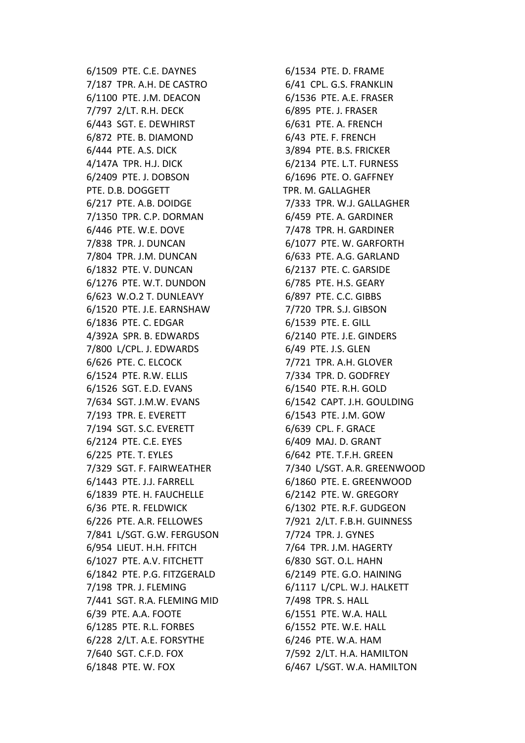6/1509 PTE. C.E. DAYNES
7/187 TPR. A.H. DE CASTRO
6/1100 PTE. J.M. DEACON
7/797 2/LT. R.H. DECK
6/443 SGT. E. DEWHIRST
6/872 PTE. B. DIAMOND
6/444 PTE. A.S. DICK
4/147A TPR. H.J. DICK
6/2409 PTE. J. DOBSON
PTE. D.B. DOGGETT
6/217 PTE. A.B. DOIDGE
7/1350 TPR. C.P. DORMAN
6/446 PTE. W.E. DOVE
7/838 TPR. J. DUNCAN
7/804 TPR. J.M. DUNCAN
6/1832 PTE. V. DUNCAN
6/1276 PTE. W.T. DUNDON
6/623 W.O.2 T. DUNLEAVY
6/1520 PTE. J.E. EARNSHAW
6/1836 PTE. C. EDGAR
4/392A SPR. B. EDWARDS
7/800 L/CPL. J. EDWARDS
6/626 PTE. C. ELCOCK
6/1524 PTE. R.W. ELLIS
6/1526 SGT. E.D. EVANS
7/634 SGT. J.M.W. EVANS
7/193 TPR. E. EVERETT
7/194 SGT. S.C. EVERETT
6/2124 PTE. C.E. EYES
6/225 PTE. T. EYLES
7/329 SGT. F. FAIRWEATHER
6/1443 PTE. J.J. FARRELL
6/1839 PTE. H. FAUCHELLE
6/36 PTE. R. FELDWICK
6/226 PTE. A.R. FELLOWES
7/841 L/SGT. G.W. FERGUSON
6/954 LIEUT. H.H. FFITCH
6/1027 PTE. A.V. FITCHETT
6/1842 PTE. P.G. FITZGERALD
7/198 TPR. J. FLEMING
7/441 SGT. R.A. FLEMING MID
6/39 PTE. A.A. FOOTE
6/1285 PTE. R.L. FORBES
6/228 2/LT. A.E. FORSYTHE
7/640 SGT. C.F.D. FOX
6/1848 PTE. W. FOX
6/1534 PTE. D. FRAME
6/41 CPL. G.S. FRANKLIN
6/1536 PTE. A.E. FRASER
6/895 PTE. J. FRASER
6/631 PTE. A. FRENCH
6/43 PTE. F. FRENCH
3/894 PTE. B.S. FRICKER
6/2134 PTE. L.T. FURNESS
6/1696 PTE. O. GAFFNEY
TPR. M. GALLAGHER
7/333 TPR. W.J. GALLAGHER
6/459 PTE. A. GARDINER
7/478 TPR. H. GARDINER
6/1077 PTE. W. GARFORTH
6/633 PTE. A.G. GARLAND
6/2137 PTE. C. GARSIDE
6/785 PTE. H.S. GEARY
6/897 PTE. C.C. GIBBS
7/720 TPR. S.J. GIBSON
6/1539 PTE. E. GILL
6/2140 PTE. J.E. GINDERS
6/49 PTE. J.S. GLEN
7/721 TPR. A.H. GLOVER
7/334 TPR. D. GODFREY
6/1540 PTE. R.H. GOLD
6/1542 CAPT. J.H. GOULDING
6/1543 PTE. J.M. GOW
6/639 CPL. F. GRACE
6/409 MAJ. D. GRANT
6/642 PTE. T.F.H. GREEN
7/340 L/SGT. A.R. GREENWOOD
6/1860 PTE. E. GREENWOOD
6/2142 PTE. W. GREGORY
6/1302 PTE. R.F. GUDGEON
7/921 2/LT. F.B.H. GUINNESS
7/724 TPR. J. GYNES
7/64 TPR. J.M. HAGERTY
6/830 SGT. O.L. HAHN
6/2149 PTE. G.O. HAINING
6/1117 L/CPL. W.J. HALKETT
7/498 TPR. S. HALL
6/1551 PTE. W.A. HALL
6/1552 PTE. W.E. HALL
6/246 PTE. W.A. HAM
7/592 2/LT. H.A. HAMILTON
6/467 L/SGT. W.A. HAMILTON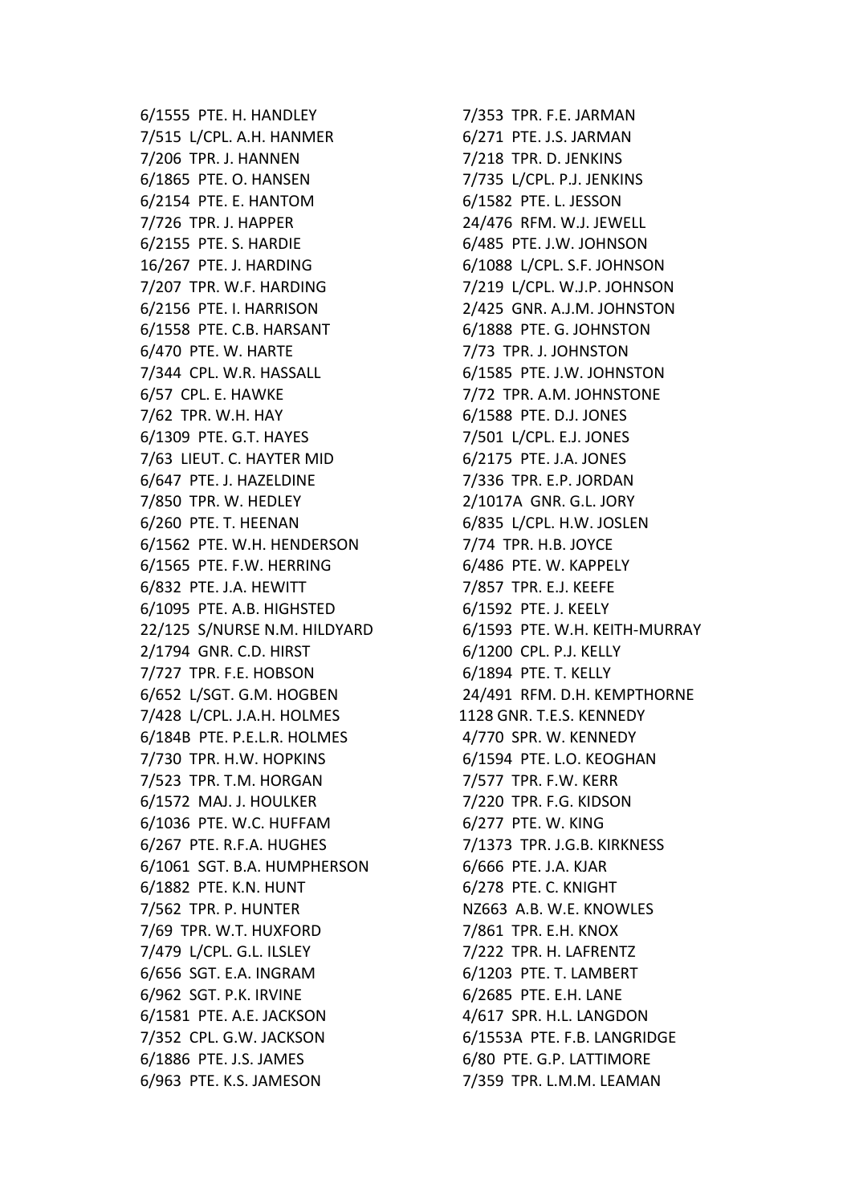6/1555 PTE. H. HANDLEY
7/515 L/CPL. A.H. HANMER
7/206 TPR. J. HANNEN
6/1865 PTE. O. HANSEN
6/2154 PTE. E. HANTOM
7/726 TPR. J. HAPPER
6/2155 PTE. S. HARDIE
16/267 PTE. J. HARDING
7/207 TPR. W.F. HARDING
6/2156 PTE. I. HARRISON
6/1558 PTE. C.B. HARSANT
6/470 PTE. W. HARTE
7/344 CPL. W.R. HASSALL
6/57 CPL. E. HAWKE
7/62 TPR. W.H. HAY
6/1309 PTE. G.T. HAYES
7/63 LIEUT. C. HAYTER MID
6/647 PTE. J. HAZELDINE
7/850 TPR. W. HEDLEY
6/260 PTE. T. HEENAN
6/1562 PTE. W.H. HENDERSON
6/1565 PTE. F.W. HERRING
6/832 PTE. J.A. HEWITT
6/1095 PTE. A.B. HIGHSTED
22/125 S/NURSE N.M. HILDYARD
2/1794 GNR. C.D. HIRST
7/727 TPR. F.E. HOBSON
6/652 L/SGT. G.M. HOGBEN
7/428 L/CPL. J.A.H. HOLMES
6/184B PTE. P.E.L.R. HOLMES
7/730 TPR. H.W. HOPKINS
7/523 TPR. T.M. HORGAN
6/1572 MAJ. J. HOULKER
6/1036 PTE. W.C. HUFFAM
6/267 PTE. R.F.A. HUGHES
6/1061 SGT. B.A. HUMPHERSON
6/1882 PTE. K.N. HUNT
7/562 TPR. P. HUNTER
7/69 TPR. W.T. HUXFORD
7/479 L/CPL. G.L. ILSLEY
6/656 SGT. E.A. INGRAM
6/962 SGT. P.K. IRVINE
6/1581 PTE. A.E. JACKSON
7/352 CPL. G.W. JACKSON
6/1886 PTE. J.S. JAMES
6/963 PTE. K.S. JAMESON
7/353 TPR. F.E. JARMAN
6/271 PTE. J.S. JARMAN
7/218 TPR. D. JENKINS
7/735 L/CPL. P.J. JENKINS
6/1582 PTE. L. JESSON
24/476 RFM. W.J. JEWELL
6/485 PTE. J.W. JOHNSON
6/1088 L/CPL. S.F. JOHNSON
7/219 L/CPL. W.J.P. JOHNSON
2/425 GNR. A.J.M. JOHNSTON
6/1888 PTE. G. JOHNSTON
7/73 TPR. J. JOHNSTON
6/1585 PTE. J.W. JOHNSTON
7/72 TPR. A.M. JOHNSTONE
6/1588 PTE. D.J. JONES
7/501 L/CPL. E.J. JONES
6/2175 PTE. J.A. JONES
7/336 TPR. E.P. JORDAN
2/1017A GNR. G.L. JORY
6/835 L/CPL. H.W. JOSLEN
7/74 TPR. H.B. JOYCE
6/486 PTE. W. KAPPELY
7/857 TPR. E.J. KEEFE
6/1592 PTE. J. KEELY
6/1593 PTE. W.H. KEITH-MURRAY
6/1200 CPL. P.J. KELLY
6/1894 PTE. T. KELLY
24/491 RFM. D.H. KEMPTHORNE
1128 GNR. T.E.S. KENNEDY
4/770 SPR. W. KENNEDY
6/1594 PTE. L.O. KEOGHAN
7/577 TPR. F.W. KERR
7/220 TPR. F.G. KIDSON
6/277 PTE. W. KING
7/1373 TPR. J.G.B. KIRKNESS
6/666 PTE. J.A. KJAR
6/278 PTE. C. KNIGHT
NZ663 A.B. W.E. KNOWLES
7/861 TPR. E.H. KNOX
7/222 TPR. H. LAFRENTZ
6/1203 PTE. T. LAMBERT
6/2685 PTE. E.H. LANE
4/617 SPR. H.L. LANGDON
6/1553A PTE. F.B. LANGRIDGE
6/80 PTE. G.P. LATTIMORE
7/359 TPR. L.M.M. LEAMAN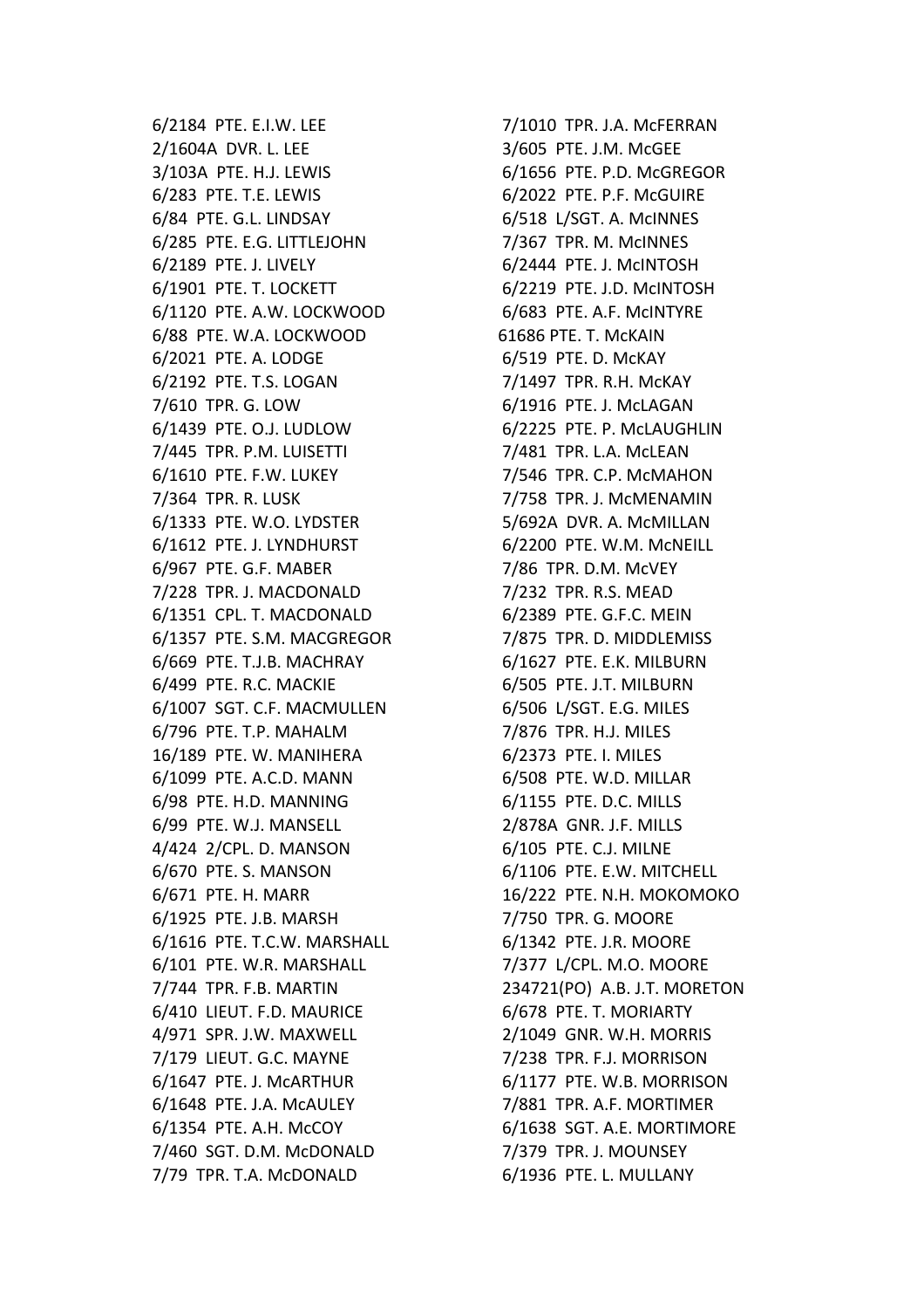6/2184 PTE. E.I.W. LEE
2/1604A DVR. L. LEE
3/103A PTE. H.J. LEWIS
6/283 PTE. T.E. LEWIS
6/84 PTE. G.L. LINDSAY
6/285 PTE. E.G. LITTLEJOHN
6/2189 PTE. J. LIVELY
6/1901 PTE. T. LOCKETT
6/1120 PTE. A.W. LOCKWOOD
6/88 PTE. W.A. LOCKWOOD
6/2021 PTE. A. LODGE
6/2192 PTE. T.S. LOGAN
7/610 TPR. G. LOW
6/1439 PTE. O.J. LUDLOW
7/445 TPR. P.M. LUISETTI
6/1610 PTE. F.W. LUKEY
7/364 TPR. R. LUSK
6/1333 PTE. W.O. LYDSTER
6/1612 PTE. J. LYNDHURST
6/967 PTE. G.F. MABER
7/228 TPR. J. MACDONALD
6/1351 CPL. T. MACDONALD
6/1357 PTE. S.M. MACGREGOR
6/669 PTE. T.J.B. MACHRAY
6/499 PTE. R.C. MACKIE
6/1007 SGT. C.F. MACMULLEN
6/796 PTE. T.P. MAHALM
16/189 PTE. W. MANIHERA
6/1099 PTE. A.C.D. MANN
6/98 PTE. H.D. MANNING
6/99 PTE. W.J. MANSELL
4/424 2/CPL. D. MANSON
6/670 PTE. S. MANSON
6/671 PTE. H. MARR
6/1925 PTE. J.B. MARSH
6/1616 PTE. T.C.W. MARSHALL
6/101 PTE. W.R. MARSHALL
7/744 TPR. F.B. MARTIN
6/410 LIEUT. F.D. MAURICE
4/971 SPR. J.W. MAXWELL
7/179 LIEUT. G.C. MAYNE
6/1647 PTE. J. McARTHUR
6/1648 PTE. J.A. McAULEY
6/1354 PTE. A.H. McCOY
7/460 SGT. D.M. McDONALD
7/79 TPR. T.A. McDONALD
7/1010 TPR. J.A. McFERRAN
3/605 PTE. J.M. McGEE
6/1656 PTE. P.D. McGREGOR
6/2022 PTE. P.F. McGUIRE
6/518 L/SGT. A. McINNES
7/367 TPR. M. McINNES
6/2444 PTE. J. McINTOSH
6/2219 PTE. J.D. McINTOSH
6/683 PTE. A.F. McINTYRE
61686 PTE. T. McKAIN
6/519 PTE. D. McKAY
7/1497 TPR. R.H. McKAY
6/1916 PTE. J. McLAGAN
6/2225 PTE. P. McLAUGHLIN
7/481 TPR. L.A. McLEAN
7/546 TPR. C.P. McMAHON
7/758 TPR. J. McMENAMIN
5/692A DVR. A. McMILLAN
6/2200 PTE. W.M. McNEILL
7/86 TPR. D.M. McVEY
7/232 TPR. R.S. MEAD
6/2389 PTE. G.F.C. MEIN
7/875 TPR. D. MIDDLEMISS
6/1627 PTE. E.K. MILBURN
6/505 PTE. J.T. MILBURN
6/506 L/SGT. E.G. MILES
7/876 TPR. H.J. MILES
6/2373 PTE. I. MILES
6/508 PTE. W.D. MILLAR
6/1155 PTE. D.C. MILLS
2/878A GNR. J.F. MILLS
6/105 PTE. C.J. MILNE
6/1106 PTE. E.W. MITCHELL
16/222 PTE. N.H. MOKOMOKO
7/750 TPR. G. MOORE
6/1342 PTE. J.R. MOORE
7/377 L/CPL. M.O. MOORE
234721(PO) A.B. J.T. MORETON
6/678 PTE. T. MORIARTY
2/1049 GNR. W.H. MORRIS
7/238 TPR. F.J. MORRISON
6/1177 PTE. W.B. MORRISON
7/881 TPR. A.F. MORTIMER
6/1638 SGT. A.E. MORTIMORE
7/379 TPR. J. MOUNSEY
6/1936 PTE. L. MULLANY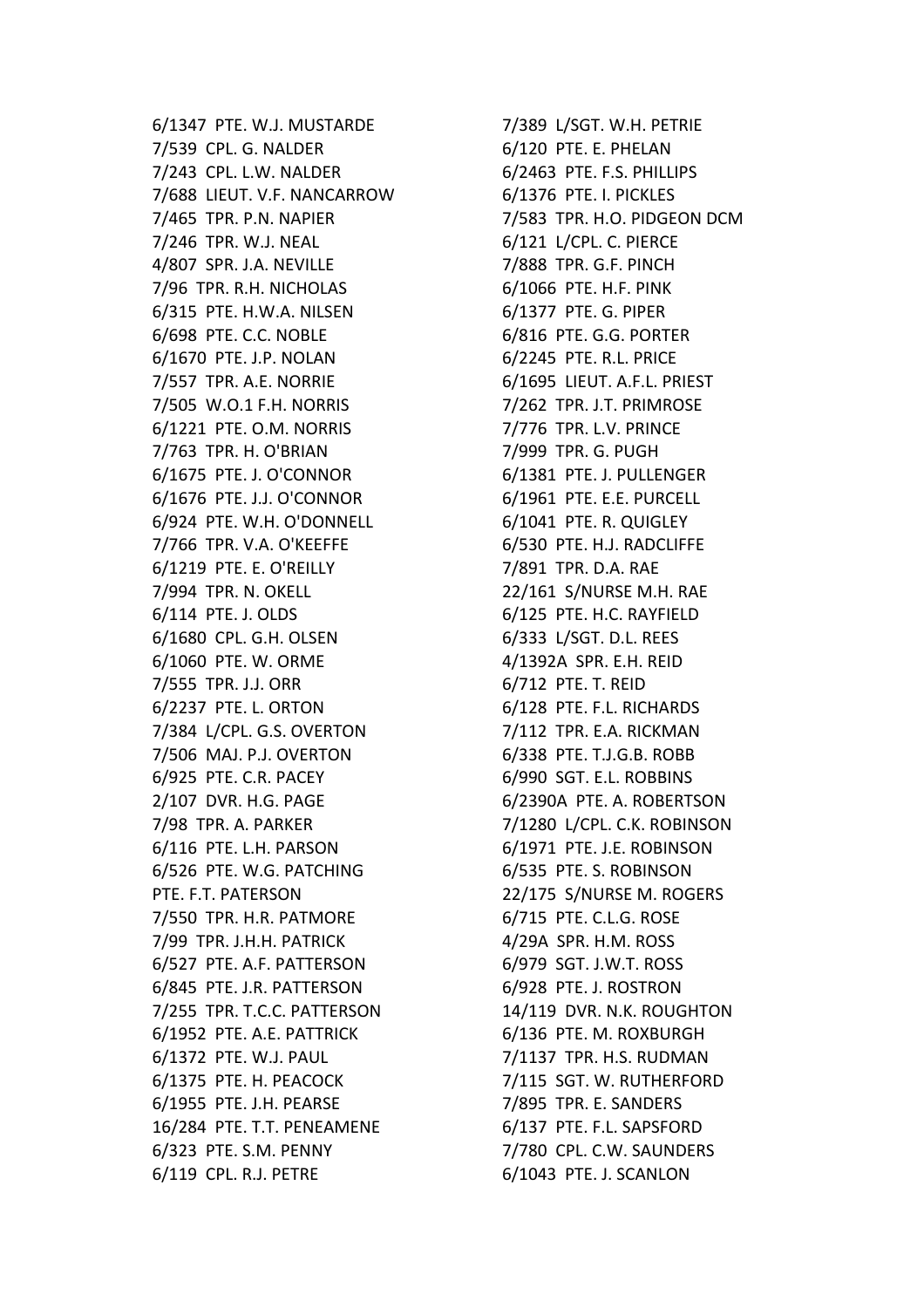6/1347 PTE. W.J. MUSTARDE
7/539 CPL. G. NALDER
7/243 CPL. L.W. NALDER
7/688 LIEUT. V.F. NANCARROW
7/465 TPR. P.N. NAPIER
7/246 TPR. W.J. NEAL
4/807 SPR. J.A. NEVILLE
7/96 TPR. R.H. NICHOLAS
6/315 PTE. H.W.A. NILSEN
6/698 PTE. C.C. NOBLE
6/1670 PTE. J.P. NOLAN
7/557 TPR. A.E. NORRIE
7/505 W.O.1 F.H. NORRIS
6/1221 PTE. O.M. NORRIS
7/763 TPR. H. O'BRIAN
6/1675 PTE. J. O'CONNOR
6/1676 PTE. J.J. O'CONNOR
6/924 PTE. W.H. O'DONNELL
7/766 TPR. V.A. O'KEEFFE
6/1219 PTE. E. O'REILLY
7/994 TPR. N. OKELL
6/114 PTE. J. OLDS
6/1680 CPL. G.H. OLSEN
6/1060 PTE. W. ORME
7/555 TPR. J.J. ORR
6/2237 PTE. L. ORTON
7/384 L/CPL. G.S. OVERTON
7/506 MAJ. P.J. OVERTON
6/925 PTE. C.R. PACEY
2/107 DVR. H.G. PAGE
7/98 TPR. A. PARKER
6/116 PTE. L.H. PARSON
6/526 PTE. W.G. PATCHING
PTE. F.T. PATERSON
7/550 TPR. H.R. PATMORE
7/99 TPR. J.H.H. PATRICK
6/527 PTE. A.F. PATTERSON
6/845 PTE. J.R. PATTERSON
7/255 TPR. T.C.C. PATTERSON
6/1952 PTE. A.E. PATTRICK
6/1372 PTE. W.J. PAUL
6/1375 PTE. H. PEACOCK
6/1955 PTE. J.H. PEARSE
16/284 PTE. T.T. PENEAMENE
6/323 PTE. S.M. PENNY
6/119 CPL. R.J. PETRE
7/389 L/SGT. W.H. PETRIE
6/120 PTE. E. PHELAN
6/2463 PTE. F.S. PHILLIPS
6/1376 PTE. I. PICKLES
7/583 TPR. H.O. PIDGEON DCM
6/121 L/CPL. C. PIERCE
7/888 TPR. G.F. PINCH
6/1066 PTE. H.F. PINK
6/1377 PTE. G. PIPER
6/816 PTE. G.G. PORTER
6/2245 PTE. R.L. PRICE
6/1695 LIEUT. A.F.L. PRIEST
7/262 TPR. J.T. PRIMROSE
7/776 TPR. L.V. PRINCE
7/999 TPR. G. PUGH
6/1381 PTE. J. PULLENGER
6/1961 PTE. E.E. PURCELL
6/1041 PTE. R. QUIGLEY
6/530 PTE. H.J. RADCLIFFE
7/891 TPR. D.A. RAE
22/161 S/NURSE M.H. RAE
6/125 PTE. H.C. RAYFIELD
6/333 L/SGT. D.L. REES
4/1392A SPR. E.H. REID
6/712 PTE. T. REID
6/128 PTE. F.L. RICHARDS
7/112 TPR. E.A. RICKMAN
6/338 PTE. T.J.G.B. ROBB
6/990 SGT. E.L. ROBBINS
6/2390A PTE. A. ROBERTSON
7/1280 L/CPL. C.K. ROBINSON
6/1971 PTE. J.E. ROBINSON
6/535 PTE. S. ROBINSON
22/175 S/NURSE M. ROGERS
6/715 PTE. C.L.G. ROSE
4/29A SPR. H.M. ROSS
6/979 SGT. J.W.T. ROSS
6/928 PTE. J. ROSTRON
14/119 DVR. N.K. ROUGHTON
6/136 PTE. M. ROXBURGH
7/1137 TPR. H.S. RUDMAN
7/115 SGT. W. RUTHERFORD
7/895 TPR. E. SANDERS
6/137 PTE. F.L. SAPSFORD
7/780 CPL. C.W. SAUNDERS
6/1043 PTE. J. SCANLON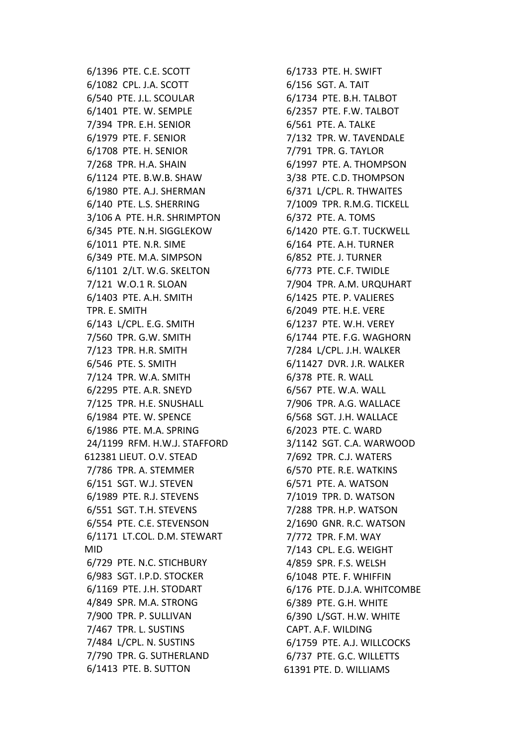6/1396 PTE. C.E. SCOTT
6/1082 CPL. J.A. SCOTT
6/540 PTE. J.L. SCOULAR
6/1401 PTE. W. SEMPLE
7/394 TPR. E.H. SENIOR
6/1979 PTE. F. SENIOR
6/1708 PTE. H. SENIOR
7/268 TPR. H.A. SHAIN
6/1124 PTE. B.W.B. SHAW
6/1980 PTE. A.J. SHERMAN
6/140 PTE. L.S. SHERRING
3/106 A PTE. H.R. SHRIMPTON
6/345 PTE. N.H. SIGGLEKOW
6/1011 PTE. N.R. SIME
6/349 PTE. M.A. SIMPSON
6/1101 2/LT. W.G. SKELTON
7/121 W.O.1 R. SLOAN
6/1403 PTE. A.H. SMITH
TPR. E. SMITH
6/143 L/CPL. E.G. SMITH
7/560 TPR. G.W. SMITH
7/123 TPR. H.R. SMITH
6/546 PTE. S. SMITH
7/124 TPR. W.A. SMITH
6/2295 PTE. A.R. SNEYD
7/125 TPR. H.E. SNUSHALL
6/1984 PTE. W. SPENCE
6/1986 PTE. M.A. SPRING
24/1199 RFM. H.W.J. STAFFORD
612381 LIEUT. O.V. STEAD
7/786 TPR. A. STEMMER
6/151 SGT. W.J. STEVEN
6/1989 PTE. R.J. STEVENS
6/551 SGT. T.H. STEVENS
6/554 PTE. C.E. STEVENSON
6/1171 LT.COL. D.M. STEWART MID
6/729 PTE. N.C. STICHBURY
6/983 SGT. I.P.D. STOCKER
6/1169 PTE. J.H. STODART
4/849 SPR. M.A. STRONG
7/900 TPR. P. SULLIVAN
7/467 TPR. L. SUSTINS
7/484 L/CPL. N. SUSTINS
7/790 TPR. G. SUTHERLAND
6/1413 PTE. B. SUTTON
6/1733 PTE. H. SWIFT
6/156 SGT. A. TAIT
6/1734 PTE. B.H. TALBOT
6/2357 PTE. F.W. TALBOT
6/561 PTE. A. TALKE
7/132 TPR. W. TAVENDALE
7/791 TPR. G. TAYLOR
6/1997 PTE. A. THOMPSON
3/38 PTE. C.D. THOMPSON
6/371 L/CPL. R. THWAITES
7/1009 TPR. R.M.G. TICKELL
6/372 PTE. A. TOMS
6/1420 PTE. G.T. TUCKWELL
6/164 PTE. A.H. TURNER
6/852 PTE. J. TURNER
6/773 PTE. C.F. TWIDLE
7/904 TPR. A.M. URQUHART
6/1425 PTE. P. VALIERES
6/2049 PTE. H.E. VERE
6/1237 PTE. W.H. VEREY
6/1744 PTE. F.G. WAGHORN
7/284 L/CPL. J.H. WALKER
6/11427 DVR. J.R. WALKER
6/378 PTE. R. WALL
6/567 PTE. W.A. WALL
7/906 TPR. A.G. WALLACE
6/568 SGT. J.H. WALLACE
6/2023 PTE. C. WARD
3/1142 SGT. C.A. WARWOOD
7/692 TPR. C.J. WATERS
6/570 PTE. R.E. WATKINS
6/571 PTE. A. WATSON
7/1019 TPR. D. WATSON
7/288 TPR. H.P. WATSON
2/1690 GNR. R.C. WATSON
7/772 TPR. F.M. WAY
7/143 CPL. E.G. WEIGHT
4/859 SPR. F.S. WELSH
6/1048 PTE. F. WHIFFIN
6/176 PTE. D.J.A. WHITCOMBE
6/389 PTE. G.H. WHITE
6/390 L/SGT. H.W. WHITE
CAPT. A.F. WILDING
6/1759 PTE. A.J. WILLCOCKS
6/737 PTE. G.C. WILLETTS
61391 PTE. D. WILLIAMS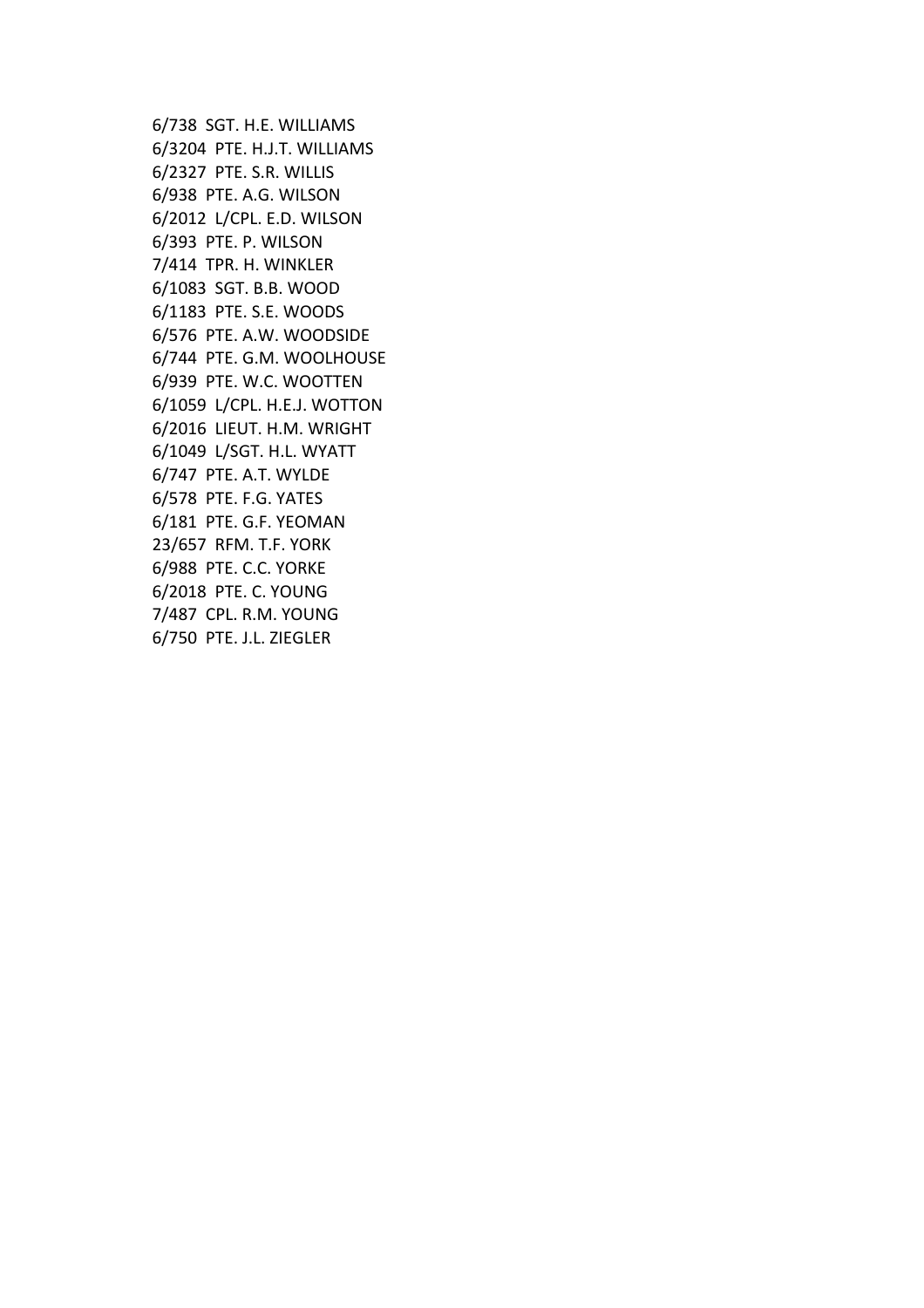6/738 SGT. H.E. WILLIAMS
6/3204 PTE. H.J.T. WILLIAMS
6/2327 PTE. S.R. WILLIS
6/938 PTE. A.G. WILSON
6/2012 L/CPL. E.D. WILSON
6/393 PTE. P. WILSON
7/414 TPR. H. WINKLER
6/1083 SGT. B.B. WOOD
6/1183 PTE. S.E. WOODS
6/576 PTE. A.W. WOODSIDE
6/744 PTE. G.M. WOOLHOUSE
6/939 PTE. W.C. WOOTTEN
6/1059 L/CPL. H.E.J. WOTTON
6/2016 LIEUT. H.M. WRIGHT
6/1049 L/SGT. H.L. WYATT
6/747 PTE. A.T. WYLDE
6/578 PTE. F.G. YATES
6/181 PTE. G.F. YEOMAN
23/657 RFM. T.F. YORK
6/988 PTE. C.C. YORKE
6/2018 PTE. C. YOUNG
7/487 CPL. R.M. YOUNG
6/750 PTE. J.L. ZIEGLER